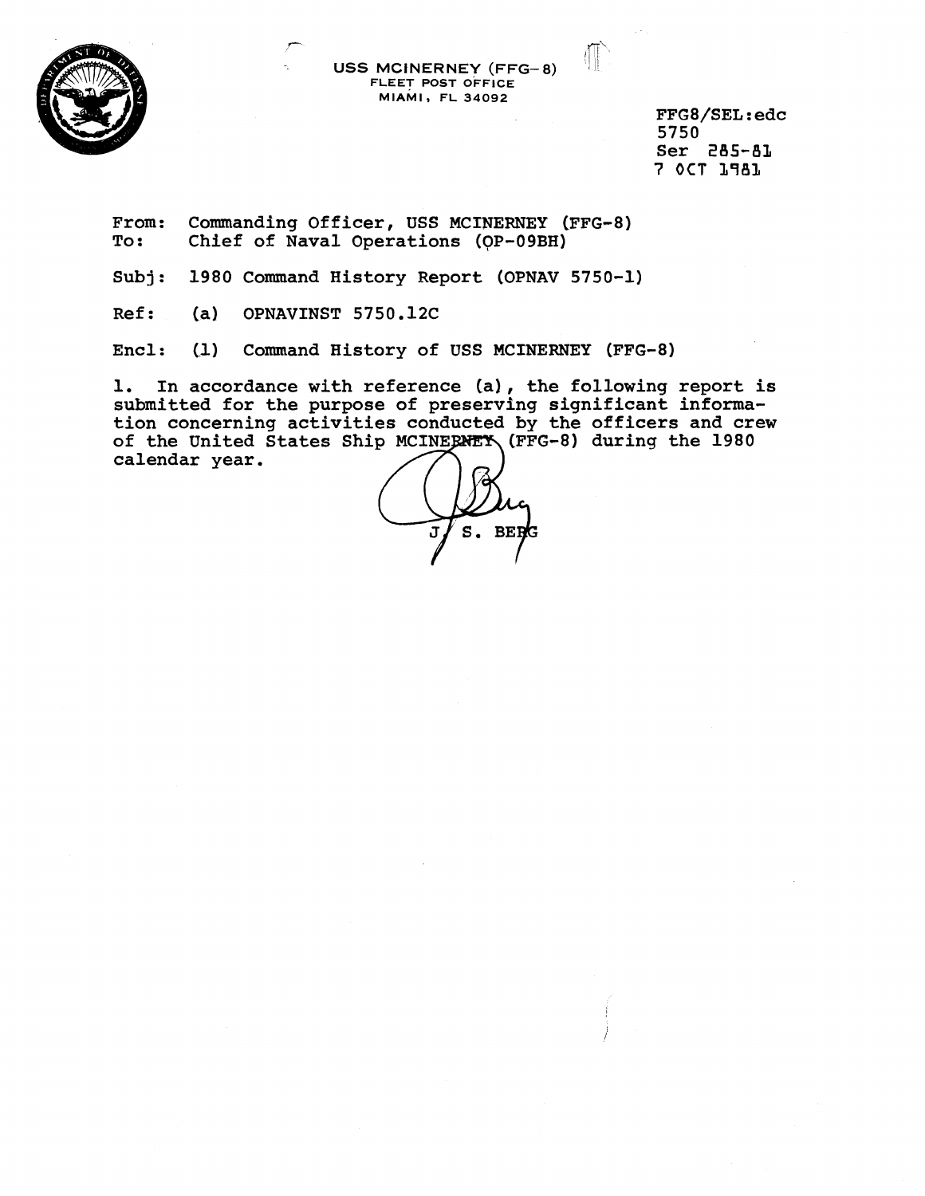USS MCINERNEY (FFG-8)
FLEET POST OFFICE
MIAMI, FL 34092

FFG8/SEL:edc
5750
Ser 285-81
7 OCT 1981

From: Commanding Officer, USS MCINERNEY (FFG-8)
To: Chief of Naval Operations (OP-09BH)

Subj: 1980 Command History Report (OPNAV 5750-1)

Ref: (a) OPNAVINST 5750.12C

Encl: (1) Command History of USS MCINERNEY (FFG-8)

1. In accordance with reference (a), the following report is submitted for the purpose of preserving significant information concerning activities conducted by the officers and crew of the United States Ship MCINERNEY (FFG-8) during the 1980 calendar year.

J. S. BERG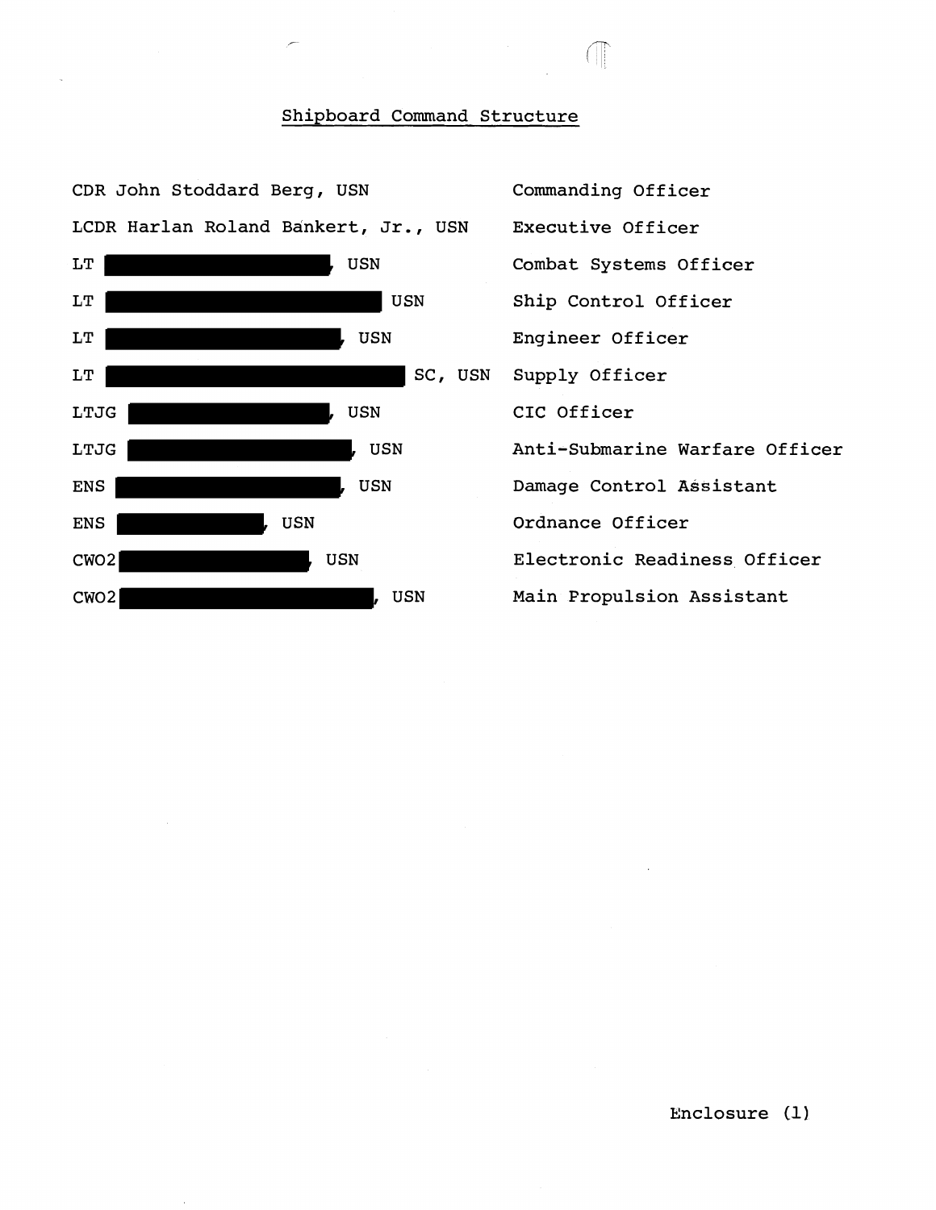## Shipboard Command Structure

| | |
|---|---|
| CDR John Stoddard Berg, USN | Commanding Officer |
| LCDR Harlan Roland Bankert, Jr., USN | Executive Officer |
| LT ██████████, USN | Combat Systems Officer |
| LT ██████████ USN | Ship Control Officer |
| LT ██████████, USN | Engineer Officer |
| LT ██████████ SC, USN | Supply Officer |
| LTJG ██████████, USN | CIC Officer |
| LTJG ██████████, USN | Anti-Submarine Warfare Officer |
| ENS ██████████, USN | Damage Control Assistant |
| ENS ██████████, USN | Ordnance Officer |
| CWO2 ██████████, USN | Electronic Readiness Officer |
| CWO2 ██████████, USN | Main Propulsion Assistant |

Enclosure (1)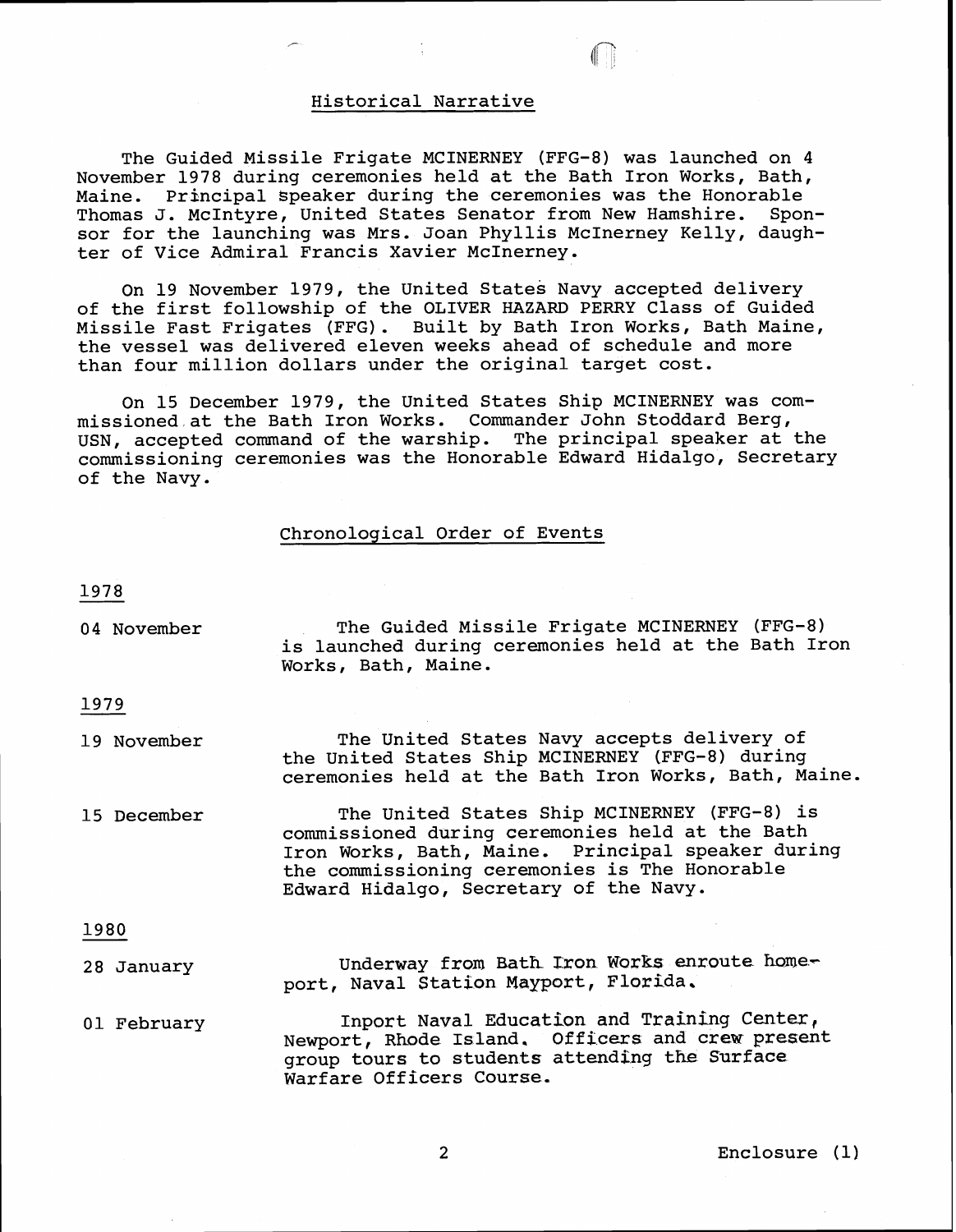## Historical Narrative

The Guided Missile Frigate MCINERNEY (FFG-8) was launched on 4 November 1978 during ceremonies held at the Bath Iron Works, Bath, Maine. Principal speaker during the ceremonies was the Honorable Thomas J. McIntyre, United States Senator from New Hamshire. Sponsor for the launching was Mrs. Joan Phyllis McInerney Kelly, daughter of Vice Admiral Francis Xavier McInerney.

On 19 November 1979, the United States Navy accepted delivery of the first followship of the OLIVER HAZARD PERRY Class of Guided Missile Fast Frigates (FFG). Built by Bath Iron Works, Bath Maine, the vessel was delivered eleven weeks ahead of schedule and more than four million dollars under the original target cost.

On 15 December 1979, the United States Ship MCINERNEY was commissioned at the Bath Iron Works. Commander John Stoddard Berg, USN, accepted command of the warship. The principal speaker at the commissioning ceremonies was the Honorable Edward Hidalgo, Secretary of the Navy.

## Chronological Order of Events

### 1978

04 November — The Guided Missile Frigate MCINERNEY (FFG-8) is launched during ceremonies held at the Bath Iron Works, Bath, Maine.

### 1979

19 November — The United States Navy accepts delivery of the United States Ship MCINERNEY (FFG-8) during ceremonies held at the Bath Iron Works, Bath, Maine.

15 December — The United States Ship MCINERNEY (FFG-8) is commissioned during ceremonies held at the Bath Iron Works, Bath, Maine. Principal speaker during the commissioning ceremonies is The Honorable Edward Hidalgo, Secretary of the Navy.

### 1980

28 January — Underway from Bath Iron Works enroute homeport, Naval Station Mayport, Florida.

01 February — Inport Naval Education and Training Center, Newport, Rhode Island. Officers and crew present group tours to students attending the Surface Warfare Officers Course.

Enclosure (1)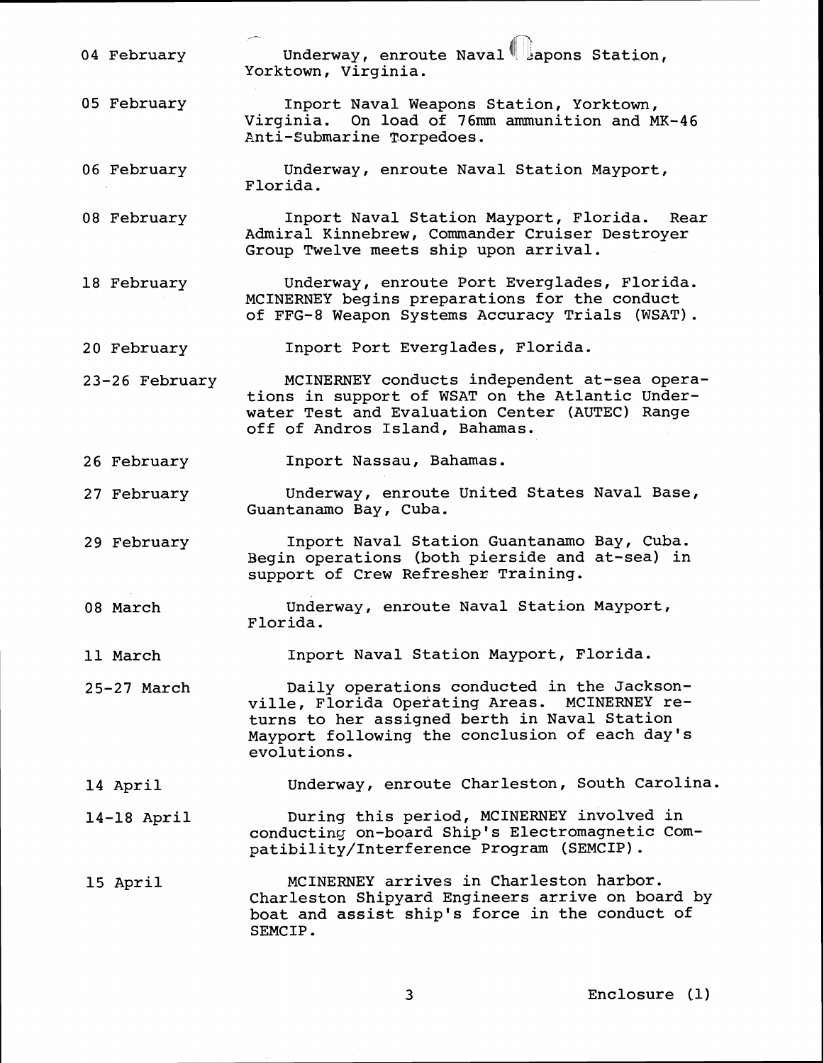| | |
|---|---|
| 04 February | Underway, enroute Naval Weapons Station, Yorktown, Virginia. |
| 05 February | Inport Naval Weapons Station, Yorktown, Virginia. On load of 76mm ammunition and MK-46 Anti-Submarine Torpedoes. |
| 06 February | Underway, enroute Naval Station Mayport, Florida. |
| 08 February | Inport Naval Station Mayport, Florida. Rear Admiral Kinnebrew, Commander Cruiser Destroyer Group Twelve meets ship upon arrival. |
| 18 February | Underway, enroute Port Everglades, Florida. MCINERNEY begins preparations for the conduct of FFG-8 Weapon Systems Accuracy Trials (WSAT). |
| 20 February | Inport Port Everglades, Florida. |
| 23-26 February | MCINERNEY conducts independent at-sea operations in support of WSAT on the Atlantic Underwater Test and Evaluation Center (AUTEC) Range off of Andros Island, Bahamas. |
| 26 February | Inport Nassau, Bahamas. |
| 27 February | Underway, enroute United States Naval Base, Guantanamo Bay, Cuba. |
| 29 February | Inport Naval Station Guantanamo Bay, Cuba. Begin operations (both pierside and at-sea) in support of Crew Refresher Training. |
| 08 March | Underway, enroute Naval Station Mayport, Florida. |
| 11 March | Inport Naval Station Mayport, Florida. |
| 25-27 March | Daily operations conducted in the Jacksonville, Florida Operating Areas. MCINERNEY returns to her assigned berth in Naval Station Mayport following the conclusion of each day's evolutions. |
| 14 April | Underway, enroute Charleston, South Carolina. |
| 14-18 April | During this period, MCINERNEY involved in conducting on-board Ship's Electromagnetic Compatibility/Interference Program (SEMCIP). |
| 15 April | MCINERNEY arrives in Charleston harbor. Charleston Shipyard Engineers arrive on board by boat and assist ship's force in the conduct of SEMCIP. |

Enclosure (1)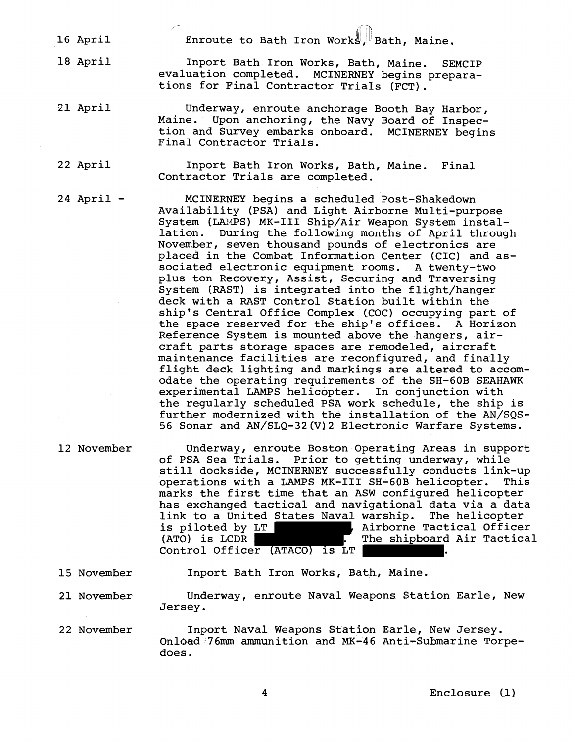16 April — Enroute to Bath Iron Works, Bath, Maine.

18 April — Inport Bath Iron Works, Bath, Maine. SEMCIP evaluation completed. MCINERNEY begins preparations for Final Contractor Trials (FCT).

21 April — Underway, enroute anchorage Booth Bay Harbor, Maine. Upon anchoring, the Navy Board of Inspection and Survey embarks onboard. MCINERNEY begins Final Contractor Trials.

22 April — Inport Bath Iron Works, Bath, Maine. Final Contractor Trials are completed.

24 April - — MCINERNEY begins a scheduled Post-Shakedown Availability (PSA) and Light Airborne Multi-purpose System (LAMPS) MK-III Ship/Air Weapon System installation. During the following months of April through November, seven thousand pounds of electronics are placed in the Combat Information Center (CIC) and associated electronic equipment rooms. A twenty-two plus ton Recovery, Assist, Securing and Traversing System (RAST) is integrated into the flight/hanger deck with a RAST Control Station built within the ship's Central Office Complex (COC) occupying part of the space reserved for the ship's offices. A Horizon Reference System is mounted above the hangers, aircraft parts storage spaces are remodeled, aircraft maintenance facilities are reconfigured, and finally flight deck lighting and markings are altered to accomodate the operating requirements of the SH-60B SEAHAWK experimental LAMPS helicopter. In conjunction with the regularly scheduled PSA work schedule, the ship is further modernized with the installation of the AN/SQS-56 Sonar and AN/SLQ-32(V)2 Electronic Warfare Systems.

12 November — Underway, enroute Boston Operating Areas in support of PSA Sea Trials. Prior to getting underway, while still dockside, MCINERNEY successfully conducts link-up operations with a LAMPS MK-III SH-60B helicopter. This marks the first time that an ASW configured helicopter has exchanged tactical and navigational data via a data link to a United States Naval warship. The helicopter is piloted by LT [REDACTED], Airborne Tactical Officer (ATO) is LCDR [REDACTED]. The shipboard Air Tactical Control Officer (ATACO) is LT [REDACTED].

15 November — Inport Bath Iron Works, Bath, Maine.

21 November — Underway, enroute Naval Weapons Station Earle, New Jersey.

22 November — Inport Naval Weapons Station Earle, New Jersey. Onload 76mm ammunition and MK-46 Anti-Submarine Torpedoes.

Enclosure (1)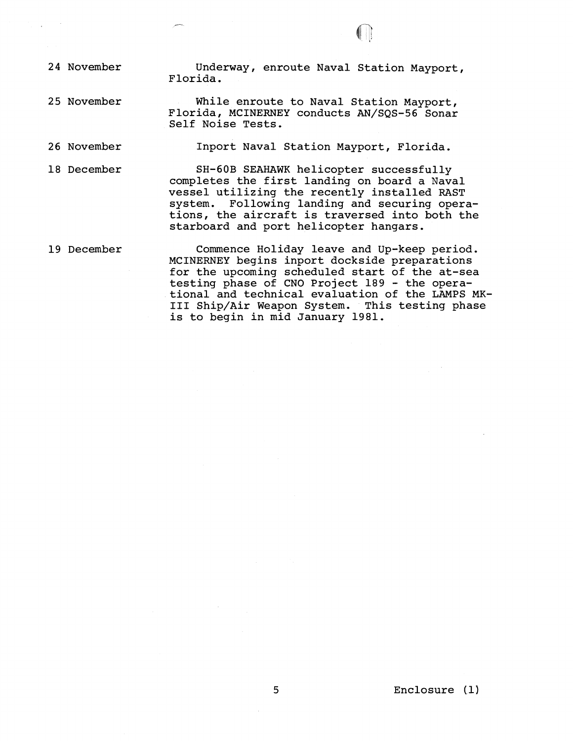24 November — Underway, enroute Naval Station Mayport, Florida.

25 November — While enroute to Naval Station Mayport, Florida, MCINERNEY conducts AN/SQS-56 Sonar Self Noise Tests.

26 November — Inport Naval Station Mayport, Florida.

18 December — SH-60B SEAHAWK helicopter successfully completes the first landing on board a Naval vessel utilizing the recently installed RAST system. Following landing and securing operations, the aircraft is traversed into both the starboard and port helicopter hangars.

19 December — Commence Holiday leave and Up-keep period. MCINERNEY begins inport dockside preparations for the upcoming scheduled start of the at-sea testing phase of CNO Project 189 - the operational and technical evaluation of the LAMPS MK-III Ship/Air Weapon System. This testing phase is to begin in mid January 1981.

Enclosure (1)